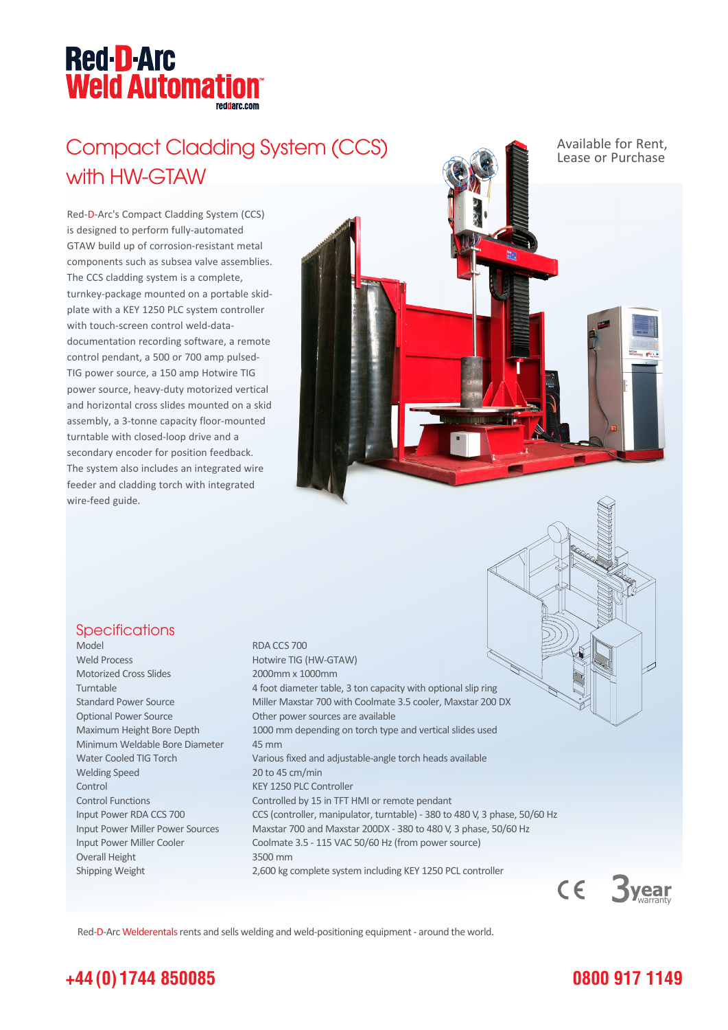# Red-D-Arc Weld Automation

reddarc.com

## Compact Cladding System (CCS) with HW-GTAW

Available for Rent, Lease or Purchase

Red-D-Arc's Compact Cladding System (CCS) is designed to perform fully-automated GTAW build up of corrosion-resistant metal components such as subsea valve assemblies. The CCS cladding system is a complete, turnkey-package mounted on a portable skid-plate with a KEY 1250 PLC system controller with touch-screen control weld-data-documentation recording software, a remote control pendant, a 500 or 700 amp pulsed-TIG power source, a 150 amp Hotwire TIG power source, heavy-duty motorized vertical and horizontal cross slides mounted on a skid assembly, a 3-tonne capacity floor-mounted turntable with closed-loop drive and a secondary encoder for position feedback. The system also includes an integrated wire feeder and cladding torch with integrated wire-feed guide.

## Specifications

| | |
|---|---|
| Model | RDA CCS 700 |
| Weld Process | Hotwire TIG (HW-GTAW) |
| Motorized Cross Slides | 2000mm x 1000mm |
| Turntable | 4 foot diameter table, 3 ton capacity with optional slip ring |
| Standard Power Source | Miller Maxstar 700 with Coolmate 3.5 cooler, Maxstar 200 DX |
| Optional Power Source | Other power sources are available |
| Maximum Height Bore Depth | 1000 mm depending on torch type and vertical slides used |
| Minimum Weldable Bore Diameter | 45 mm |
| Water Cooled TIG Torch | Various fixed and adjustable-angle torch heads available |
| Welding Speed | 20 to 45 cm/min |
| Control | KEY 1250 PLC Controller |
| Control Functions | Controlled by 15 in TFT HMI or remote pendant |
| Input Power RDA CCS 700 | CCS (controller, manipulator, turntable) - 380 to 480 V, 3 phase, 50/60 Hz |
| Input Power Miller Power Sources | Maxstar 700 and Maxstar 200DX - 380 to 480 V, 3 phase, 50/60 Hz |
| Input Power Miller Cooler | Coolmate 3.5 - 115 VAC 50/60 Hz (from power source) |
| Overall Height | 3500 mm |
| Shipping Weight | 2,600 kg complete system including KEY 1250 PCL controller |

CE 3 year warranty

Red-D-Arc Welderentals rents and sells welding and weld-positioning equipment - around the world.

**+44 (0) 1744 850085** **0800 917 1149**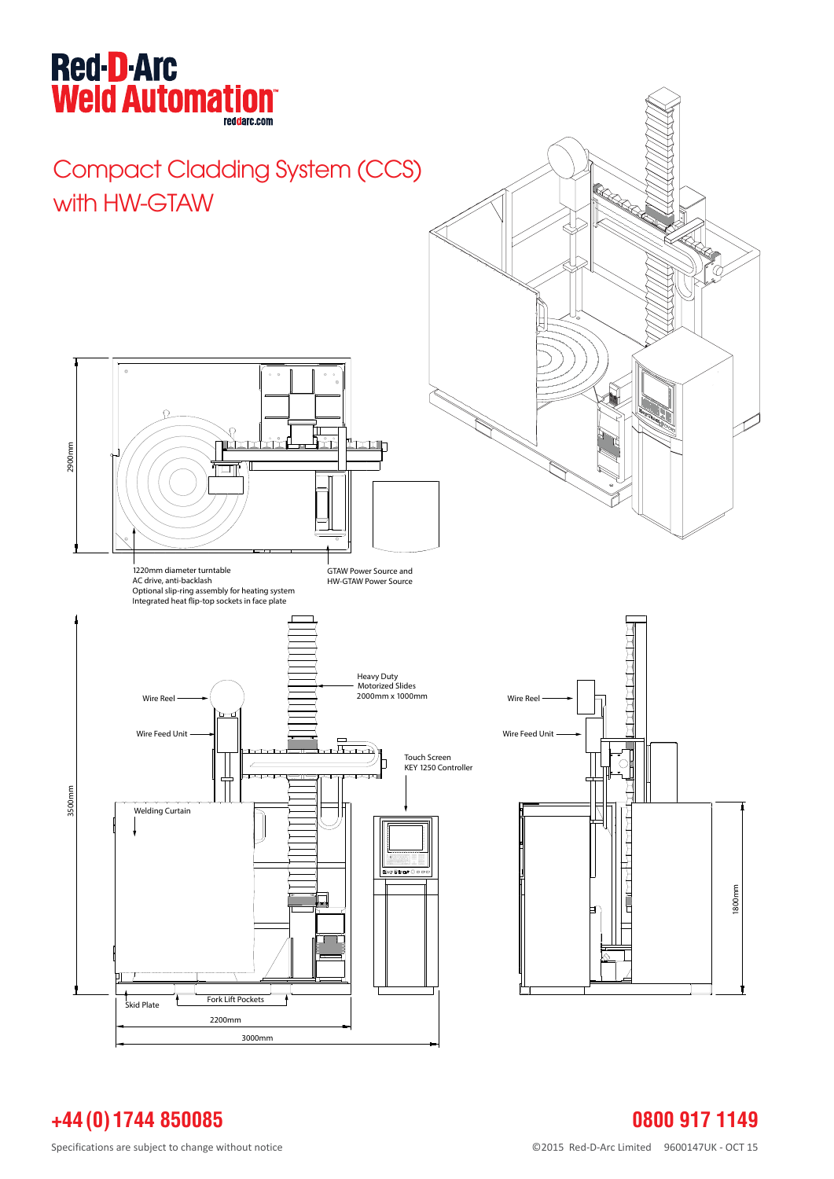Red-D-Arc
Weld Automation™
reddarc.com

# Compact Cladding System (CCS) with HW-GTAW

2900mm

1220mm diameter turntable
AC drive, anti-backlash
Optional slip-ring assembly for heating system
Integrated heat flip-top sockets in face plate

GTAW Power Source and
HW-GTAW Power Source

3500mm

Wire Reel

Wire Feed Unit

Heavy Duty
Motorized Slides
2000mm x 1000mm

Touch Screen
KEY 1250 Controller

Welding Curtain

Skid Plate

Fork Lift Pockets

2200mm

3000mm

Wire Reel

Wire Feed Unit

1800mm

**+44 (0) 1744 850085**

**0800 917 1149**

Specifications are subject to change without notice

©2015 Red-D-Arc Limited 9600147UK - OCT 15